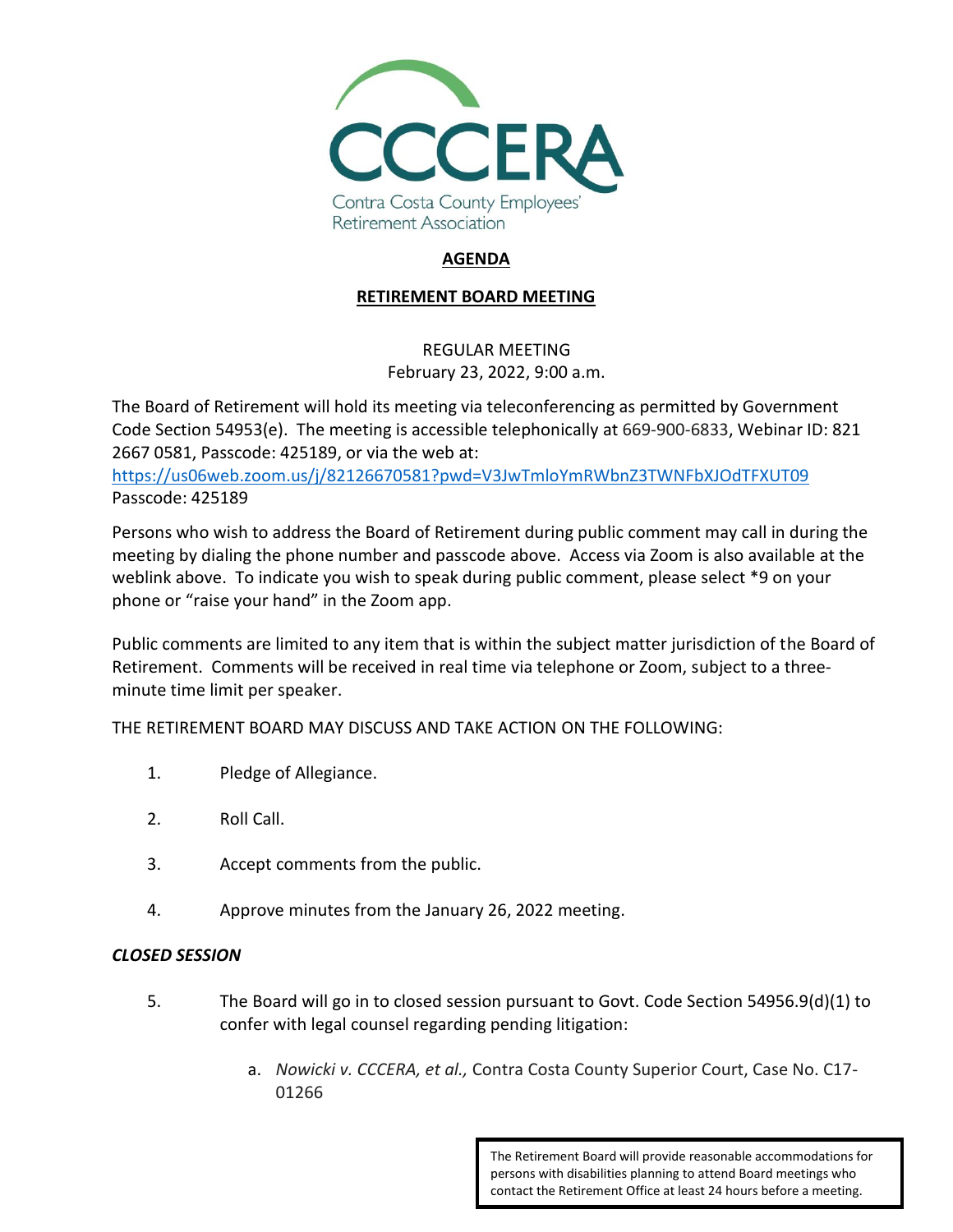CCCERA

Contra Costa County Employees' Retirement Association

## AGENDA

## RETIREMENT BOARD MEETING

REGULAR MEETING
February 23, 2022, 9:00 a.m.

The Board of Retirement will hold its meeting via teleconferencing as permitted by Government Code Section 54953(e). The meeting is accessible telephonically at 669-900-6833, Webinar ID: 821 2667 0581, Passcode: 425189, or via the web at:
https://us06web.zoom.us/j/82126670581?pwd=V3JwTmloYmRWbnZ3TWNFbXJOdTFXUT09
Passcode: 425189

Persons who wish to address the Board of Retirement during public comment may call in during the meeting by dialing the phone number and passcode above. Access via Zoom is also available at the weblink above. To indicate you wish to speak during public comment, please select *9 on your phone or "raise your hand" in the Zoom app.

Public comments are limited to any item that is within the subject matter jurisdiction of the Board of Retirement. Comments will be received in real time via telephone or Zoom, subject to a three-minute time limit per speaker.

THE RETIREMENT BOARD MAY DISCUSS AND TAKE ACTION ON THE FOLLOWING:

1. Pledge of Allegiance.
2. Roll Call.
3. Accept comments from the public.
4. Approve minutes from the January 26, 2022 meeting.

***CLOSED SESSION***

5. The Board will go in to closed session pursuant to Govt. Code Section 54956.9(d)(1) to confer with legal counsel regarding pending litigation:

   a. *Nowicki v. CCCERA, et al.,* Contra Costa County Superior Court, Case No. C17-01266

The Retirement Board will provide reasonable accommodations for persons with disabilities planning to attend Board meetings who contact the Retirement Office at least 24 hours before a meeting.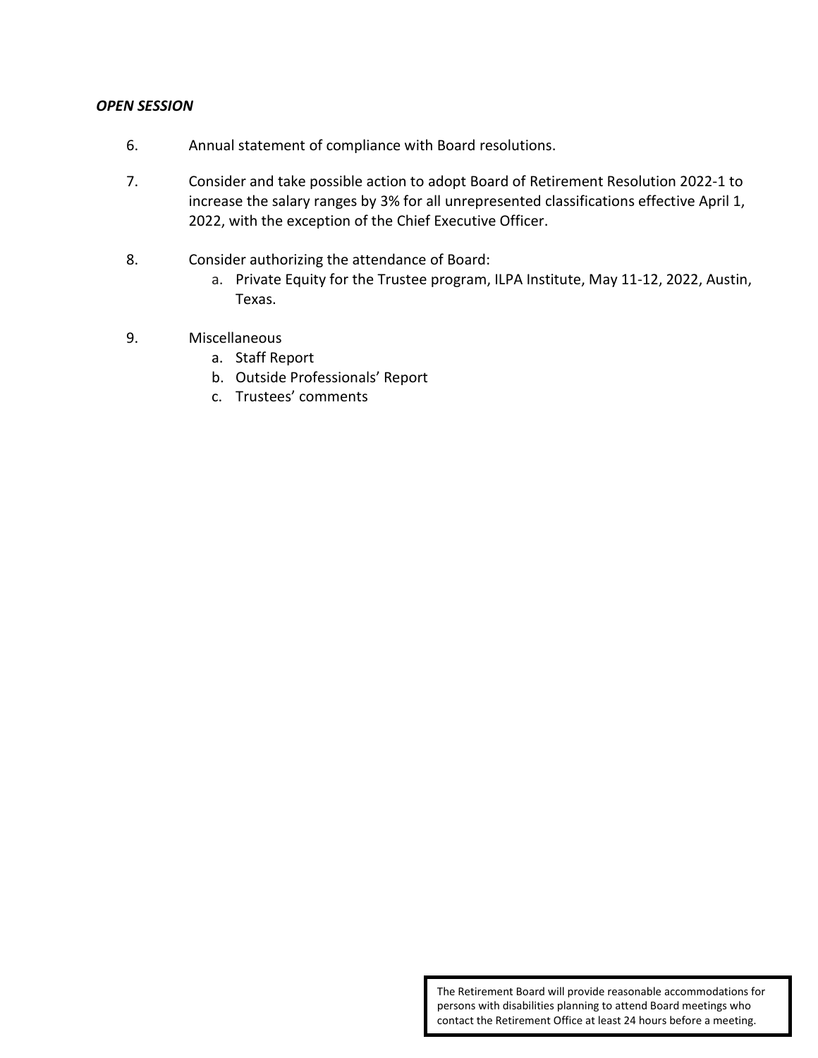***OPEN SESSION***

6. Annual statement of compliance with Board resolutions.

7. Consider and take possible action to adopt Board of Retirement Resolution 2022-1 to increase the salary ranges by 3% for all unrepresented classifications effective April 1, 2022, with the exception of the Chief Executive Officer.

8. Consider authorizing the attendance of Board:
   a. Private Equity for the Trustee program, ILPA Institute, May 11-12, 2022, Austin, Texas.

9. Miscellaneous
   a. Staff Report
   b. Outside Professionals' Report
   c. Trustees' comments

The Retirement Board will provide reasonable accommodations for persons with disabilities planning to attend Board meetings who contact the Retirement Office at least 24 hours before a meeting.